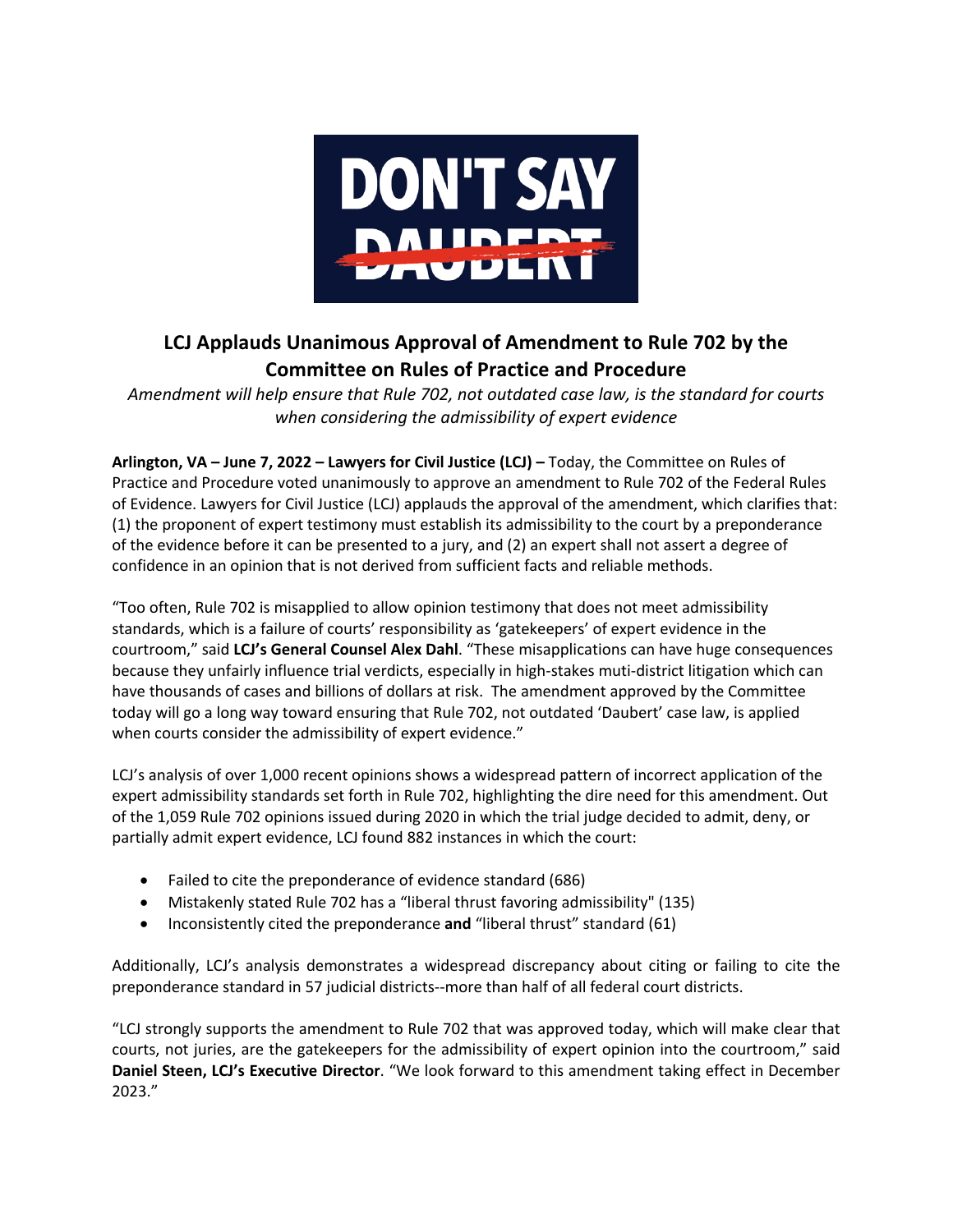DON'T SAY ~~DAUBERT~~

## LCJ Applauds Unanimous Approval of Amendment to Rule 702 by the Committee on Rules of Practice and Procedure

*Amendment will help ensure that Rule 702, not outdated case law, is the standard for courts when considering the admissibility of expert evidence*

**Arlington, VA – June 7, 2022 – Lawyers for Civil Justice (LCJ) –** Today, the Committee on Rules of Practice and Procedure voted unanimously to approve an amendment to Rule 702 of the Federal Rules of Evidence. Lawyers for Civil Justice (LCJ) applauds the approval of the amendment, which clarifies that: (1) the proponent of expert testimony must establish its admissibility to the court by a preponderance of the evidence before it can be presented to a jury, and (2) an expert shall not assert a degree of confidence in an opinion that is not derived from sufficient facts and reliable methods.

"Too often, Rule 702 is misapplied to allow opinion testimony that does not meet admissibility standards, which is a failure of courts' responsibility as 'gatekeepers' of expert evidence in the courtroom," said **LCJ's General Counsel Alex Dahl**. "These misapplications can have huge consequences because they unfairly influence trial verdicts, especially in high-stakes muti-district litigation which can have thousands of cases and billions of dollars at risk. The amendment approved by the Committee today will go a long way toward ensuring that Rule 702, not outdated 'Daubert' case law, is applied when courts consider the admissibility of expert evidence."

LCJ's analysis of over 1,000 recent opinions shows a widespread pattern of incorrect application of the expert admissibility standards set forth in Rule 702, highlighting the dire need for this amendment. Out of the 1,059 Rule 702 opinions issued during 2020 in which the trial judge decided to admit, deny, or partially admit expert evidence, LCJ found 882 instances in which the court:

- Failed to cite the preponderance of evidence standard (686)
- Mistakenly stated Rule 702 has a "liberal thrust favoring admissibility" (135)
- Inconsistently cited the preponderance **and** "liberal thrust" standard (61)

Additionally, LCJ's analysis demonstrates a widespread discrepancy about citing or failing to cite the preponderance standard in 57 judicial districts--more than half of all federal court districts.

"LCJ strongly supports the amendment to Rule 702 that was approved today, which will make clear that courts, not juries, are the gatekeepers for the admissibility of expert opinion into the courtroom," said **Daniel Steen, LCJ's Executive Director**. "We look forward to this amendment taking effect in December 2023."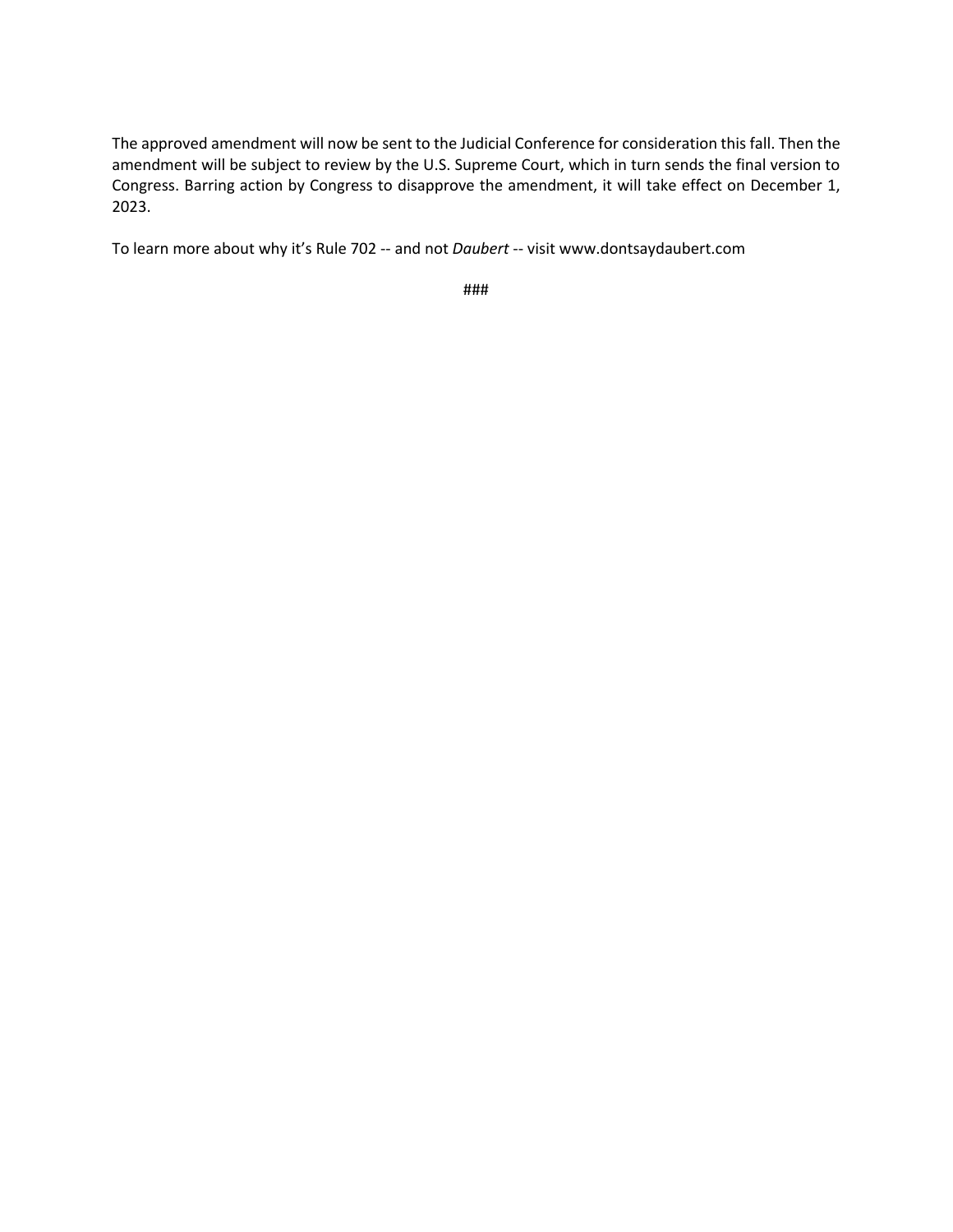The approved amendment will now be sent to the Judicial Conference for consideration this fall. Then the amendment will be subject to review by the U.S. Supreme Court, which in turn sends the final version to Congress. Barring action by Congress to disapprove the amendment, it will take effect on December 1, 2023.

To learn more about why it's Rule 702 -- and not *Daubert* -- visit www.dontsaydaubert.com

###